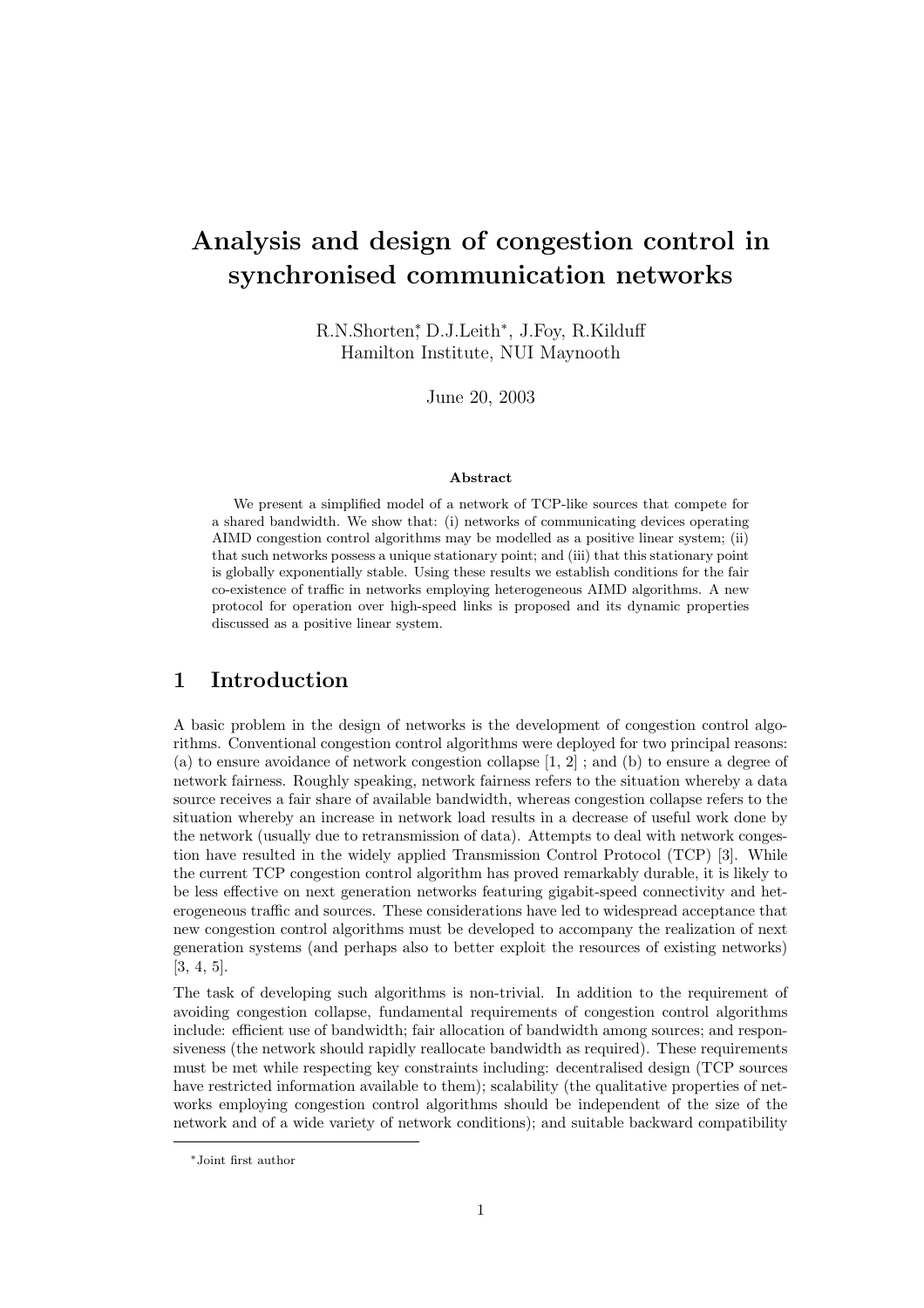# Analysis and design of congestion control in synchronised communication networks

R.N.Shorten*, D.J.Leith*, J.Foy, R.Kilduff
Hamilton Institute, NUI Maynooth

June 20, 2003

**Abstract**

We present a simplified model of a network of TCP-like sources that compete for a shared bandwidth. We show that: (i) networks of communicating devices operating AIMD congestion control algorithms may be modelled as a positive linear system; (ii) that such networks possess a unique stationary point; and (iii) that this stationary point is globally exponentially stable. Using these results we establish conditions for the fair co-existence of traffic in networks employing heterogeneous AIMD algorithms. A new protocol for operation over high-speed links is proposed and its dynamic properties discussed as a positive linear system.

## 1 Introduction

A basic problem in the design of networks is the development of congestion control algorithms. Conventional congestion control algorithms were deployed for two principal reasons: (a) to ensure avoidance of network congestion collapse [1, 2] ; and (b) to ensure a degree of network fairness. Roughly speaking, network fairness refers to the situation whereby a data source receives a fair share of available bandwidth, whereas congestion collapse refers to the situation whereby an increase in network load results in a decrease of useful work done by the network (usually due to retransmission of data). Attempts to deal with network congestion have resulted in the widely applied Transmission Control Protocol (TCP) [3]. While the current TCP congestion control algorithm has proved remarkably durable, it is likely to be less effective on next generation networks featuring gigabit-speed connectivity and heterogeneous traffic and sources. These considerations have led to widespread acceptance that new congestion control algorithms must be developed to accompany the realization of next generation systems (and perhaps also to better exploit the resources of existing networks) [3, 4, 5].

The task of developing such algorithms is non-trivial. In addition to the requirement of avoiding congestion collapse, fundamental requirements of congestion control algorithms include: efficient use of bandwidth; fair allocation of bandwidth among sources; and responsiveness (the network should rapidly reallocate bandwidth as required). These requirements must be met while respecting key constraints including: decentralised design (TCP sources have restricted information available to them); scalability (the qualitative properties of networks employing congestion control algorithms should be independent of the size of the network and of a wide variety of network conditions); and suitable backward compatibility

*Joint first author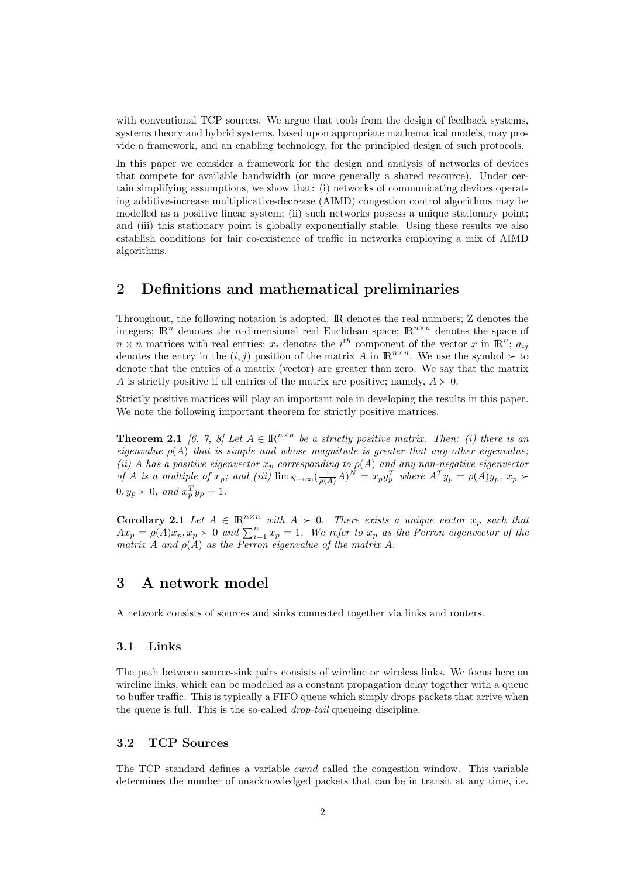with conventional TCP sources. We argue that tools from the design of feedback systems, systems theory and hybrid systems, based upon appropriate mathematical models, may provide a framework, and an enabling technology, for the principled design of such protocols.

In this paper we consider a framework for the design and analysis of networks of devices that compete for available bandwidth (or more generally a shared resource). Under certain simplifying assumptions, we show that: (i) networks of communicating devices operating additive-increase multiplicative-decrease (AIMD) congestion control algorithms may be modelled as a positive linear system; (ii) such networks possess a unique stationary point; and (iii) this stationary point is globally exponentially stable. Using these results we also establish conditions for fair co-existence of traffic in networks employing a mix of AIMD algorithms.

## 2 Definitions and mathematical preliminaries

Throughout, the following notation is adopted: $\mathbb{R}$ denotes the real numbers; Z denotes the integers; $\mathbb{R}^n$ denotes the $n$-dimensional real Euclidean space; $\mathbb{R}^{n\times n}$ denotes the space of $n \times n$ matrices with real entries; $x_i$ denotes the $i^{th}$ component of the vector $x$ in $\mathbb{R}^n$; $a_{ij}$ denotes the entry in the $(i,j)$ position of the matrix $A$ in $\mathbb{R}^{n\times n}$. We use the symbol $\succ$ to denote that the entries of a matrix (vector) are greater than zero. We say that the matrix $A$ is strictly positive if all entries of the matrix are positive; namely, $A \succ 0$.

Strictly positive matrices will play an important role in developing the results in this paper. We note the following important theorem for strictly positive matrices.

**Theorem 2.1** *[6, 7, 8] Let $A \in \mathbb{R}^{n\times n}$ be a strictly positive matrix. Then: (i) there is an eigenvalue $\rho(A)$ that is simple and whose magnitude is greater that any other eigenvalue; (ii) $A$ has a positive eigenvector $x_p$ corresponding to $\rho(A)$ and any non-negative eigenvector of $A$ is a multiple of $x_p$; and (iii) $\lim_{N\to\infty}(\frac{1}{\rho(A)}A)^N = x_p y_p^T$ where $A^T y_p = \rho(A) y_p$, $x_p \succ 0, y_p \succ 0$, and $x_p^T y_p = 1$.*

**Corollary 2.1** *Let $A \in \mathbb{R}^{n\times n}$ with $A \succ 0$. There exists a unique vector $x_p$ such that $Ax_p = \rho(A)x_p, x_p \succ 0$ and $\sum_{i=1}^n x_p = 1$. We refer to $x_p$ as the Perron eigenvector of the matrix $A$ and $\rho(A)$ as the Perron eigenvalue of the matrix $A$.*

## 3 A network model

A network consists of sources and sinks connected together via links and routers.

### 3.1 Links

The path between source-sink pairs consists of wireline or wireless links. We focus here on wireline links, which can be modelled as a constant propagation delay together with a queue to buffer traffic. This is typically a FIFO queue which simply drops packets that arrive when the queue is full. This is the so-called *drop-tail* queueing discipline.

### 3.2 TCP Sources

The TCP standard defines a variable *cwnd* called the congestion window. This variable determines the number of unacknowledged packets that can be in transit at any time, i.e.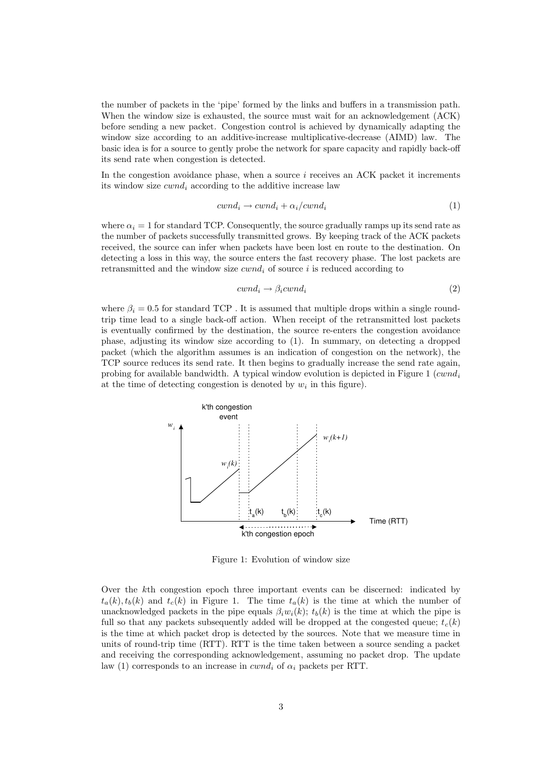the number of packets in the 'pipe' formed by the links and buffers in a transmission path. When the window size is exhausted, the source must wait for an acknowledgement (ACK) before sending a new packet. Congestion control is achieved by dynamically adapting the window size according to an additive-increase multiplicative-decrease (AIMD) law. The basic idea is for a source to gently probe the network for spare capacity and rapidly back-off its send rate when congestion is detected.

In the congestion avoidance phase, when a source $i$ receives an ACK packet it increments its window size $cwnd_i$ according to the additive increase law

$$cwnd_i \to cwnd_i + \alpha_i / cwnd_i \tag{1}$$

where $\alpha_i = 1$ for standard TCP. Consequently, the source gradually ramps up its send rate as the number of packets successfully transmitted grows. By keeping track of the ACK packets received, the source can infer when packets have been lost en route to the destination. On detecting a loss in this way, the source enters the fast recovery phase. The lost packets are retransmitted and the window size $cwnd_i$ of source $i$ is reduced according to

$$cwnd_i \to \beta_i cwnd_i \tag{2}$$

where $\beta_i = 0.5$ for standard TCP . It is assumed that multiple drops within a single round-trip time lead to a single back-off action. When receipt of the retransmitted lost packets is eventually confirmed by the destination, the source re-enters the congestion avoidance phase, adjusting its window size according to (1). In summary, on detecting a dropped packet (which the algorithm assumes is an indication of congestion on the network), the TCP source reduces its send rate. It then begins to gradually increase the send rate again, probing for available bandwidth. A typical window evolution is depicted in Figure 1 ($cwnd_i$ at the time of detecting congestion is denoted by $w_i$ in this figure).

Figure 1: Evolution of window size

Over the $k$th congestion epoch three important events can be discerned: indicated by $t_a(k), t_b(k)$ and $t_c(k)$ in Figure 1. The time $t_a(k)$ is the time at which the number of unacknowledged packets in the pipe equals $\beta_i w_i(k)$; $t_b(k)$ is the time at which the pipe is full so that any packets subsequently added will be dropped at the congested queue; $t_c(k)$ is the time at which packet drop is detected by the sources. Note that we measure time in units of round-trip time (RTT). RTT is the time taken between a source sending a packet and receiving the corresponding acknowledgement, assuming no packet drop. The update law (1) corresponds to an increase in $cwnd_i$ of $\alpha_i$ packets per RTT.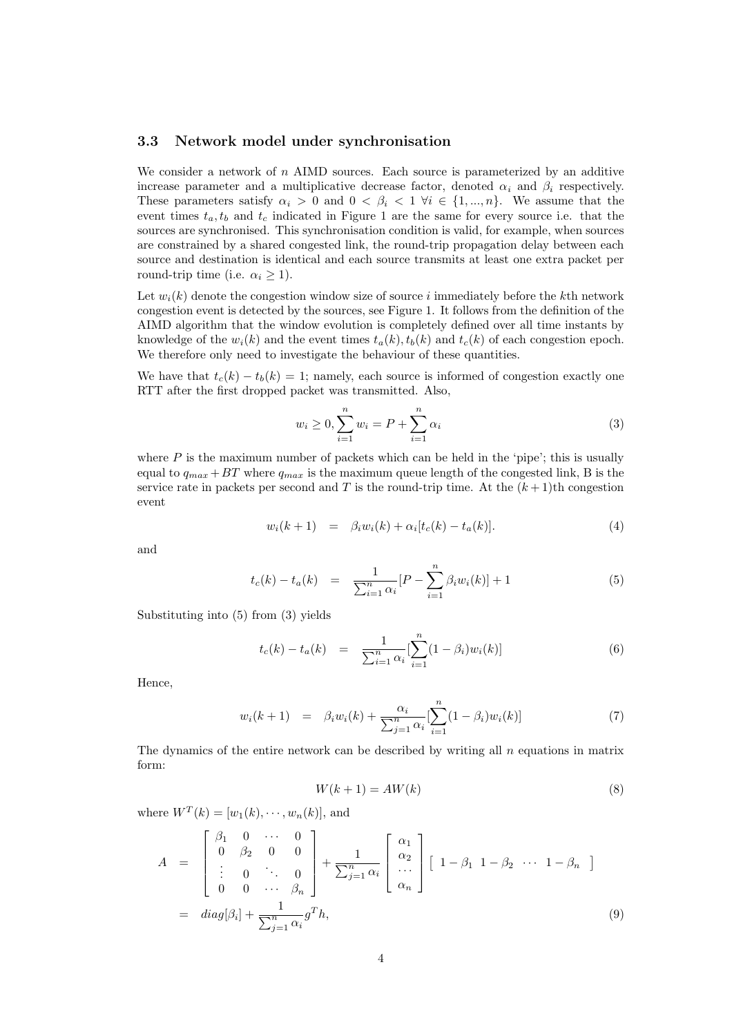### 3.3 Network model under synchronisation

We consider a network of $n$ AIMD sources. Each source is parameterized by an additive increase parameter and a multiplicative decrease factor, denoted $\alpha_i$ and $\beta_i$ respectively. These parameters satisfy $\alpha_i > 0$ and $0 < \beta_i < 1 \; \forall i \in \{1, ..., n\}$. We assume that the event times $t_a, t_b$ and $t_c$ indicated in Figure 1 are the same for every source i.e. that the sources are synchronised. This synchronisation condition is valid, for example, when sources are constrained by a shared congested link, the round-trip propagation delay between each source and destination is identical and each source transmits at least one extra packet per round-trip time (i.e. $\alpha_i \geq 1$).

Let $w_i(k)$ denote the congestion window size of source $i$ immediately before the $k$th network congestion event is detected by the sources, see Figure 1. It follows from the definition of the AIMD algorithm that the window evolution is completely defined over all time instants by knowledge of the $w_i(k)$ and the event times $t_a(k), t_b(k)$ and $t_c(k)$ of each congestion epoch. We therefore only need to investigate the behaviour of these quantities.

We have that $t_c(k) - t_b(k) = 1$; namely, each source is informed of congestion exactly one RTT after the first dropped packet was transmitted. Also,

$$w_i \geq 0, \sum_{i=1}^{n} w_i = P + \sum_{i=1}^{n} \alpha_i \tag{3}$$

where $P$ is the maximum number of packets which can be held in the 'pipe'; this is usually equal to $q_{max} + BT$ where $q_{max}$ is the maximum queue length of the congested link, B is the service rate in packets per second and $T$ is the round-trip time. At the $(k+1)$th congestion event

$$w_i(k+1) = \beta_i w_i(k) + \alpha_i [t_c(k) - t_a(k)]. \tag{4}$$

and

$$t_c(k) - t_a(k) = \frac{1}{\sum_{i=1}^{n} \alpha_i}[P - \sum_{i=1}^{n} \beta_i w_i(k)] + 1 \tag{5}$$

Substituting into (5) from (3) yields

$$t_c(k) - t_a(k) = \frac{1}{\sum_{i=1}^{n} \alpha_i}[\sum_{i=1}^{n}(1 - \beta_i) w_i(k)] \tag{6}$$

Hence,

$$w_i(k+1) = \beta_i w_i(k) + \frac{\alpha_i}{\sum_{j=1}^{n} \alpha_i}[\sum_{i=1}^{n}(1 - \beta_i) w_i(k)] \tag{7}$$

The dynamics of the entire network can be described by writing all $n$ equations in matrix form:

$$W(k+1) = AW(k) \tag{8}$$

where $W^T(k) = [w_1(k), \cdots, w_n(k)]$, and

$$\begin{aligned} A &= \begin{bmatrix} \beta_1 & 0 & \cdots & 0 \\ 0 & \beta_2 & 0 & 0 \\ \vdots & 0 & \ddots & 0 \\ 0 & 0 & \cdots & \beta_n \end{bmatrix} + \frac{1}{\sum_{j=1}^{n} \alpha_i} \begin{bmatrix} \alpha_1 \\ \alpha_2 \\ \cdots \\ \alpha_n \end{bmatrix} \begin{bmatrix} 1 - \beta_1 & 1 - \beta_2 & \cdots & 1 - \beta_n \end{bmatrix} \\ &= diag[\beta_i] + \frac{1}{\sum_{j=1}^{n} \alpha_i} g^T h, \end{aligned} \tag{9}$$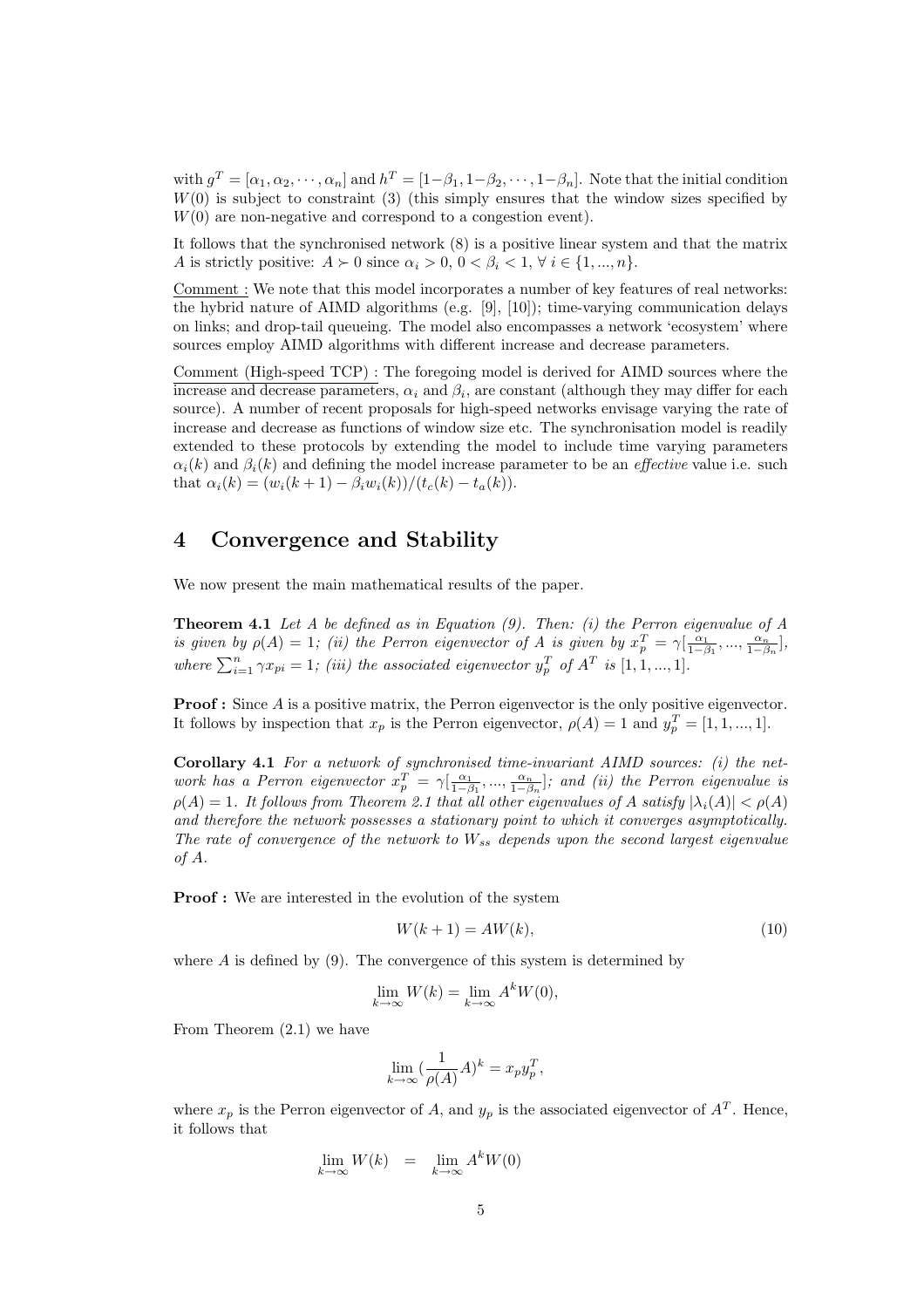with $g^T = [\alpha_1, \alpha_2, \cdots, \alpha_n]$ and $h^T = [1-\beta_1, 1-\beta_2, \cdots, 1-\beta_n]$. Note that the initial condition $W(0)$ is subject to constraint (3) (this simply ensures that the window sizes specified by $W(0)$ are non-negative and correspond to a congestion event).

It follows that the synchronised network (8) is a positive linear system and that the matrix $A$ is strictly positive: $A \succ 0$ since $\alpha_i > 0$, $0 < \beta_i < 1$, $\forall\, i \in \{1, ..., n\}$.

Comment : We note that this model incorporates a number of key features of real networks: the hybrid nature of AIMD algorithms (e.g. [9], [10]); time-varying communication delays on links; and drop-tail queueing. The model also encompasses a network 'ecosystem' where sources employ AIMD algorithms with different increase and decrease parameters.

Comment (High-speed TCP) : The foregoing model is derived for AIMD sources where the increase and decrease parameters, $\alpha_i$ and $\beta_i$, are constant (although they may differ for each source). A number of recent proposals for high-speed networks envisage varying the rate of increase and decrease as functions of window size etc. The synchronisation model is readily extended to these protocols by extending the model to include time varying parameters $\alpha_i(k)$ and $\beta_i(k)$ and defining the model increase parameter to be an *effective* value i.e. such that $\alpha_i(k) = (w_i(k+1) - \beta_i w_i(k))/(t_c(k) - t_a(k))$.

# 4 Convergence and Stability

We now present the main mathematical results of the paper.

**Theorem 4.1** *Let $A$ be defined as in Equation (9). Then: (i) the Perron eigenvalue of $A$ is given by $\rho(A) = 1$; (ii) the Perron eigenvector of $A$ is given by $x_p^T = \gamma[\frac{\alpha_1}{1-\beta_1}, ..., \frac{\alpha_n}{1-\beta_n}]$, where $\sum_{i=1}^{n} \gamma x_{pi} = 1$; (iii) the associated eigenvector $y_p^T$ of $A^T$ is $[1, 1, ..., 1]$.*

**Proof :** Since $A$ is a positive matrix, the Perron eigenvector is the only positive eigenvector. It follows by inspection that $x_p$ is the Perron eigenvector, $\rho(A) = 1$ and $y_p^T = [1, 1, ..., 1]$.

**Corollary 4.1** *For a network of synchronised time-invariant AIMD sources: (i) the network has a Perron eigenvector $x_p^T = \gamma[\frac{\alpha_1}{1-\beta_1}, ..., \frac{\alpha_n}{1-\beta_n}]$; and (ii) the Perron eigenvalue is $\rho(A) = 1$. It follows from Theorem 2.1 that all other eigenvalues of $A$ satisfy $|\lambda_i(A)| < \rho(A)$ and therefore the network possesses a stationary point to which it converges asymptotically. The rate of convergence of the network to $W_{ss}$ depends upon the second largest eigenvalue of $A$.*

**Proof :** We are interested in the evolution of the system

$$W(k+1) = AW(k), \tag{10}$$

where $A$ is defined by (9). The convergence of this system is determined by

$$\lim_{k\to\infty} W(k) = \lim_{k\to\infty} A^k W(0),$$

From Theorem (2.1) we have

$$\lim_{k\to\infty} (\frac{1}{\rho(A)} A)^k = x_p y_p^T,$$

where $x_p$ is the Perron eigenvector of $A$, and $y_p$ is the associated eigenvector of $A^T$. Hence, it follows that

$$\lim_{k\to\infty} W(k) \quad = \quad \lim_{k\to\infty} A^k W(0)$$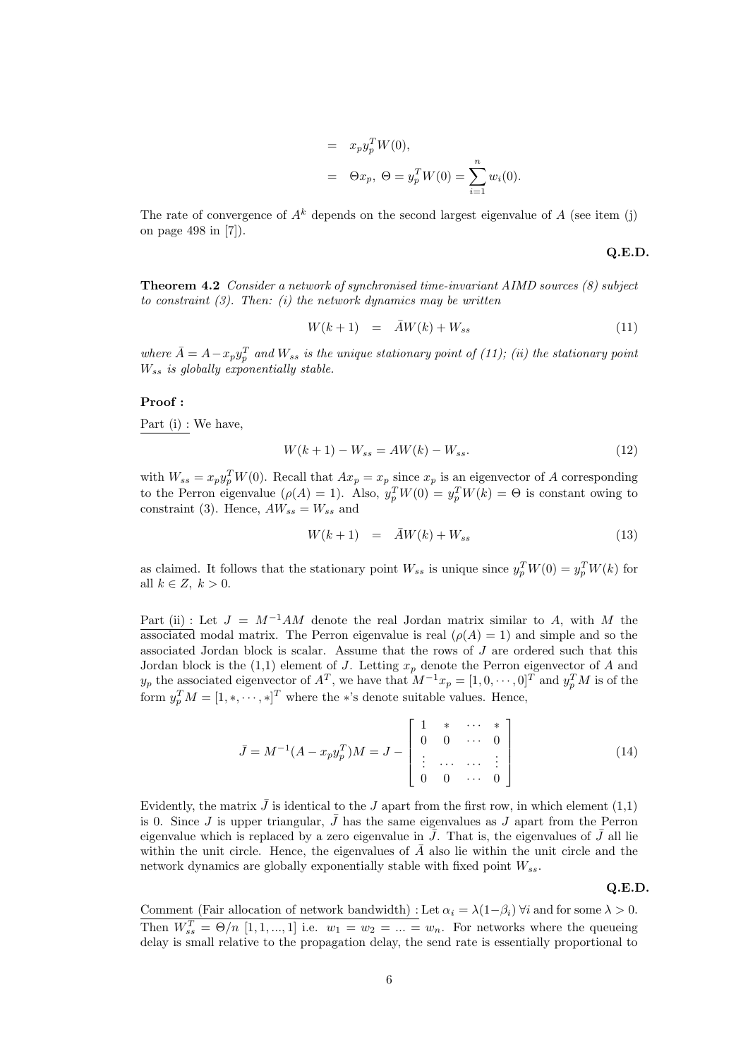$$
\begin{aligned}
&= x_p y_p^T W(0), \\
&= \Theta x_p, \; \Theta = y_p^T W(0) = \sum_{i=1}^{n} w_i(0).
\end{aligned}
$$

The rate of convergence of $A^k$ depends on the second largest eigenvalue of $A$ (see item (j) on page 498 in [7]).

**Q.E.D.**

**Theorem 4.2** *Consider a network of synchronised time-invariant AIMD sources (8) subject to constraint (3). Then: (i) the network dynamics may be written*

$$
W(k+1) \;\; = \;\; \bar{A}W(k) + W_{ss} \tag{11}
$$

*where $\bar{A} = A - x_p y_p^T$ and $W_{ss}$ is the unique stationary point of (11); (ii) the stationary point $W_{ss}$ is globally exponentially stable.*

**Proof :**

Part (i) : We have,

$$
W(k+1) - W_{ss} = AW(k) - W_{ss}. \tag{12}
$$

with $W_{ss} = x_p y_p^T W(0)$. Recall that $Ax_p = x_p$ since $x_p$ is an eigenvector of $A$ corresponding to the Perron eigenvalue ($\rho(A) = 1$). Also, $y_p^T W(0) = y_p^T W(k) = \Theta$ is constant owing to constraint (3). Hence, $AW_{ss} = W_{ss}$ and

$$
W(k+1) \;\; = \;\; \bar{A}W(k) + W_{ss} \tag{13}
$$

as claimed. It follows that the stationary point $W_{ss}$ is unique since $y_p^T W(0) = y_p^T W(k)$ for all $k \in Z, \; k > 0$.

Part (ii) : Let $J = M^{-1}AM$ denote the real Jordan matrix similar to $A$, with $M$ the associated modal matrix. The Perron eigenvalue is real ($\rho(A) = 1$) and simple and so the associated Jordan block is scalar. Assume that the rows of $J$ are ordered such that this Jordan block is the (1,1) element of $J$. Letting $x_p$ denote the Perron eigenvector of $A$ and $y_p$ the associated eigenvector of $A^T$, we have that $M^{-1}x_p = [1, 0, \cdots, 0]^T$ and $y_p^T M$ is of the form $y_p^T M = [1, *, \cdots, *]^T$ where the $*$'s denote suitable values. Hence,

$$
\bar{J} = M^{-1}(A - x_p y_p^T)M = J - \left[ \begin{array}{cccc} 1 & * & \cdots & * \\ 0 & 0 & \cdots & 0 \\ \vdots & \cdots & \cdots & \vdots \\ 0 & 0 & \cdots & 0 \end{array} \right] \tag{14}
$$

Evidently, the matrix $\bar{J}$ is identical to the $J$ apart from the first row, in which element (1,1) is 0. Since $J$ is upper triangular, $\bar{J}$ has the same eigenvalues as $J$ apart from the Perron eigenvalue which is replaced by a zero eigenvalue in $\bar{J}$. That is, the eigenvalues of $\bar{J}$ all lie within the unit circle. Hence, the eigenvalues of $\bar{A}$ also lie within the unit circle and the network dynamics are globally exponentially stable with fixed point $W_{ss}$.

**Q.E.D.**

Comment (Fair allocation of network bandwidth) : Let $\alpha_i = \lambda(1-\beta_i) \; \forall i$ and for some $\lambda > 0$. Then $W_{ss}^T = \Theta/n \; [1, 1, ..., 1]$ i.e. $w_1 = w_2 = ... = w_n$. For networks where the queueing delay is small relative to the propagation delay, the send rate is essentially proportional to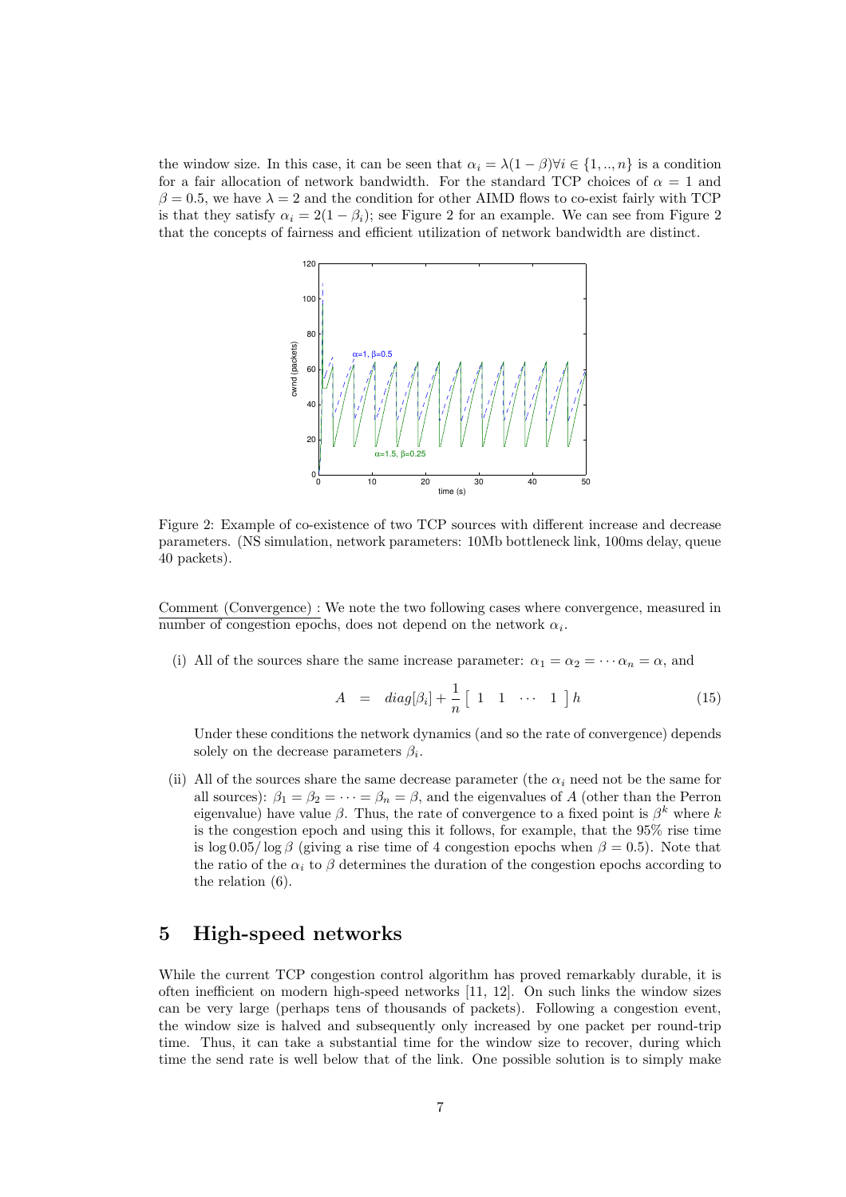the window size. In this case, it can be seen that $\alpha_i = \lambda(1 - \beta) \forall i \in \{1, .., n\}$ is a condition for a fair allocation of network bandwidth. For the standard TCP choices of $\alpha = 1$ and $\beta = 0.5$, we have $\lambda = 2$ and the condition for other AIMD flows to co-exist fairly with TCP is that they satisfy $\alpha_i = 2(1 - \beta_i)$; see Figure 2 for an example. We can see from Figure 2 that the concepts of fairness and efficient utilization of network bandwidth are distinct.

Figure 2: Example of co-existence of two TCP sources with different increase and decrease parameters. (NS simulation, network parameters: 10Mb bottleneck link, 100ms delay, queue 40 packets).

Comment (Convergence) : We note the two following cases where convergence, measured in number of congestion epochs, does not depend on the network $\alpha_i$.

(i) All of the sources share the same increase parameter: $\alpha_1 = \alpha_2 = \cdots \alpha_n = \alpha$, and

$$A = diag[\beta_i] + \frac{1}{n} \begin{bmatrix} 1 & 1 & \cdots & 1 \end{bmatrix} h \tag{15}$$

Under these conditions the network dynamics (and so the rate of convergence) depends solely on the decrease parameters $\beta_i$.

(ii) All of the sources share the same decrease parameter (the $\alpha_i$ need not be the same for all sources): $\beta_1 = \beta_2 = \cdots = \beta_n = \beta$, and the eigenvalues of $A$ (other than the Perron eigenvalue) have value $\beta$. Thus, the rate of convergence to a fixed point is $\beta^k$ where $k$ is the congestion epoch and using this it follows, for example, that the 95% rise time is $\log 0.05/\log \beta$ (giving a rise time of 4 congestion epochs when $\beta = 0.5$). Note that the ratio of the $\alpha_i$ to $\beta$ determines the duration of the congestion epochs according to the relation (6).

## 5 High-speed networks

While the current TCP congestion control algorithm has proved remarkably durable, it is often inefficient on modern high-speed networks [11, 12]. On such links the window sizes can be very large (perhaps tens of thousands of packets). Following a congestion event, the window size is halved and subsequently only increased by one packet per round-trip time. Thus, it can take a substantial time for the window size to recover, during which time the send rate is well below that of the link. One possible solution is to simply make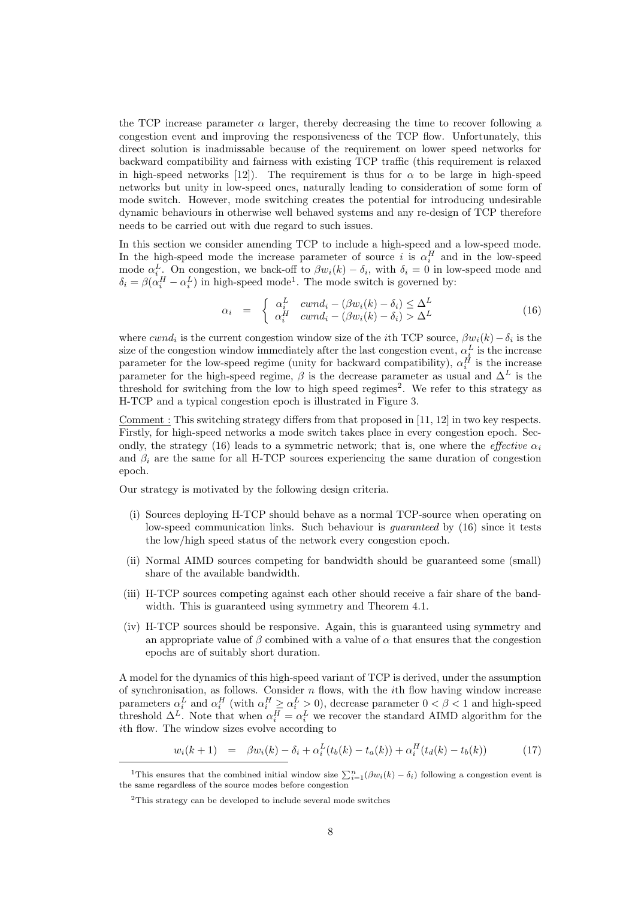the TCP increase parameter $\alpha$ larger, thereby decreasing the time to recover following a congestion event and improving the responsiveness of the TCP flow. Unfortunately, this direct solution is inadmissable because of the requirement on lower speed networks for backward compatibility and fairness with existing TCP traffic (this requirement is relaxed in high-speed networks [12]). The requirement is thus for $\alpha$ to be large in high-speed networks but unity in low-speed ones, naturally leading to consideration of some form of mode switch. However, mode switching creates the potential for introducing undesirable dynamic behaviours in otherwise well behaved systems and any re-design of TCP therefore needs to be carried out with due regard to such issues.

In this section we consider amending TCP to include a high-speed and a low-speed mode. In the high-speed mode the increase parameter of source $i$ is $\alpha_i^H$ and in the low-speed mode $\alpha_i^L$. On congestion, we back-off to $\beta w_i(k) - \delta_i$, with $\delta_i = 0$ in low-speed mode and $\delta_i = \beta(\alpha_i^H - \alpha_i^L)$ in high-speed mode[1]. The mode switch is governed by:

$$\alpha_i = \begin{cases} \alpha_i^L & cwnd_i - (\beta w_i(k) - \delta_i) \leq \Delta^L \\ \alpha_i^H & cwnd_i - (\beta w_i(k) - \delta_i) > \Delta^L \end{cases} \tag{16}$$

where $cwnd_i$ is the current congestion window size of the $i$th TCP source, $\beta w_i(k) - \delta_i$ is the size of the congestion window immediately after the last congestion event, $\alpha_i^L$ is the increase parameter for the low-speed regime (unity for backward compatibility), $\alpha_i^H$ is the increase parameter for the high-speed regime, $\beta$ is the decrease parameter as usual and $\Delta^L$ is the threshold for switching from the low to high speed regimes[2]. We refer to this strategy as H-TCP and a typical congestion epoch is illustrated in Figure 3.

Comment : This switching strategy differs from that proposed in [11, 12] in two key respects. Firstly, for high-speed networks a mode switch takes place in every congestion epoch. Secondly, the strategy (16) leads to a symmetric network; that is, one where the *effective* $\alpha_i$ and $\beta_i$ are the same for all H-TCP sources experiencing the same duration of congestion epoch.

Our strategy is motivated by the following design criteria.

(i) Sources deploying H-TCP should behave as a normal TCP-source when operating on low-speed communication links. Such behaviour is *guaranteed* by (16) since it tests the low/high speed status of the network every congestion epoch.

(ii) Normal AIMD sources competing for bandwidth should be guaranteed some (small) share of the available bandwidth.

(iii) H-TCP sources competing against each other should receive a fair share of the bandwidth. This is guaranteed using symmetry and Theorem 4.1.

(iv) H-TCP sources should be responsive. Again, this is guaranteed using symmetry and an appropriate value of $\beta$ combined with a value of $\alpha$ that ensures that the congestion epochs are of suitably short duration.

A model for the dynamics of this high-speed variant of TCP is derived, under the assumption of synchronisation, as follows. Consider $n$ flows, with the $i$th flow having window increase parameters $\alpha_i^L$ and $\alpha_i^H$ (with $\alpha_i^H \geq \alpha_i^L > 0$), decrease parameter $0 < \beta < 1$ and high-speed threshold $\Delta^L$. Note that when $\alpha_i^H = \alpha_i^L$ we recover the standard AIMD algorithm for the $i$th flow. The window sizes evolve according to

$$w_i(k+1) = \beta w_i(k) - \delta_i + \alpha_i^L(t_b(k) - t_a(k)) + \alpha_i^H(t_d(k) - t_b(k)) \tag{17}$$

[1] This ensures that the combined initial window size $\sum_{i=1}^{n}(\beta w_i(k) - \delta_i)$ following a congestion event is the same regardless of the source modes before congestion

[2] This strategy can be developed to include several mode switches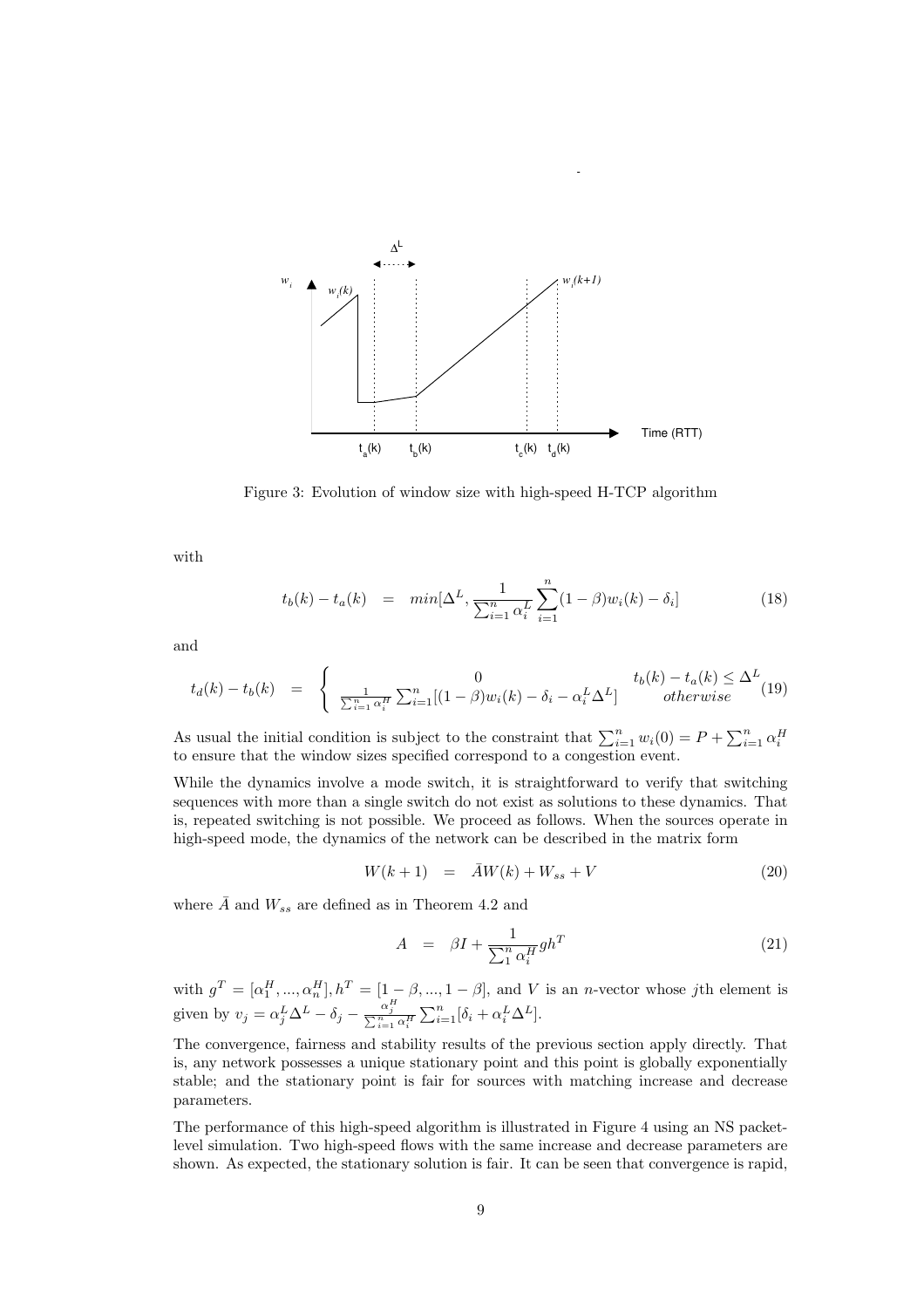Figure 3: Evolution of window size with high-speed H-TCP algorithm

with

$$t_b(k) - t_a(k) \quad = \quad min[\Delta^L, \frac{1}{\sum_{i=1}^n \alpha_i^L} \sum_{i=1}^n (1-\beta) w_i(k) - \delta_i] \tag{18}$$

and

$$t_d(k) - t_b(k) \quad = \quad \begin{cases} 0 & t_b(k) - t_a(k) \leq \Delta^L \\ \frac{1}{\sum_{i=1}^n \alpha_i^H} \sum_{i=1}^n [(1-\beta) w_i(k) - \delta_i - \alpha_i^L \Delta^L] & otherwise \end{cases} \tag{19}$$

As usual the initial condition is subject to the constraint that $\sum_{i=1}^n w_i(0) = P + \sum_{i=1}^n \alpha_i^H$ to ensure that the window sizes specified correspond to a congestion event.

While the dynamics involve a mode switch, it is straightforward to verify that switching sequences with more than a single switch do not exist as solutions to these dynamics. That is, repeated switching is not possible. We proceed as follows. When the sources operate in high-speed mode, the dynamics of the network can be described in the matrix form

$$W(k+1) \quad = \quad \bar{A} W(k) + W_{ss} + V \tag{20}$$

where $\bar{A}$ and $W_{ss}$ are defined as in Theorem 4.2 and

$$A \quad = \quad \beta I + \frac{1}{\sum_1^n \alpha_i^H} g h^T \tag{21}$$

with $g^T = [\alpha_1^H, ..., \alpha_n^H], h^T = [1-\beta, ..., 1-\beta]$, and $V$ is an $n$-vector whose $j$th element is given by $v_j = \alpha_j^L \Delta^L - \delta_j - \frac{\alpha_j^H}{\sum_{i=1}^n \alpha_i^H} \sum_{i=1}^n [\delta_i + \alpha_i^L \Delta^L]$.

The convergence, fairness and stability results of the previous section apply directly. That is, any network possesses a unique stationary point and this point is globally exponentially stable; and the stationary point is fair for sources with matching increase and decrease parameters.

The performance of this high-speed algorithm is illustrated in Figure 4 using an NS packet-level simulation. Two high-speed flows with the same increase and decrease parameters are shown. As expected, the stationary solution is fair. It can be seen that convergence is rapid,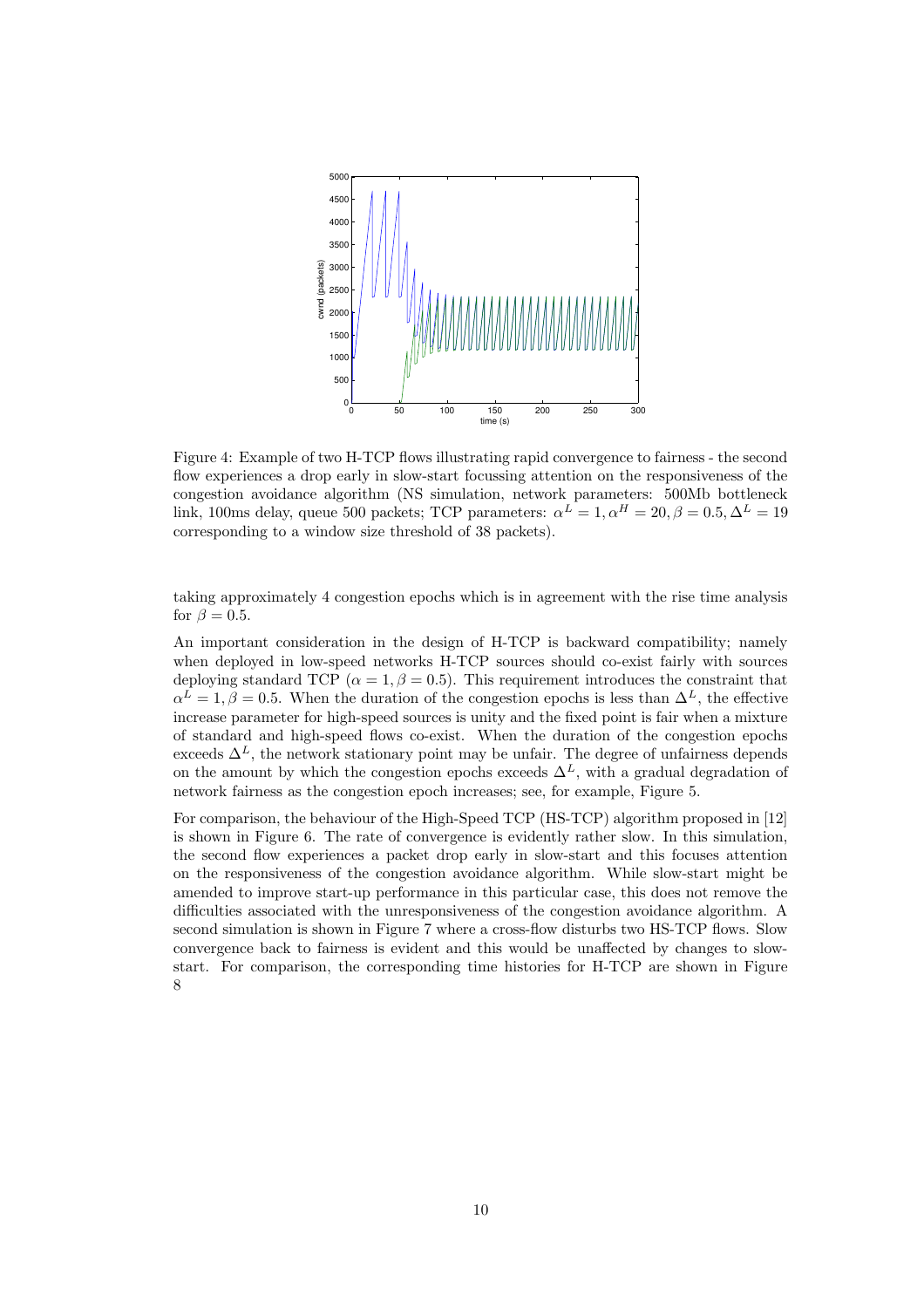Figure 4: Example of two H-TCP flows illustrating rapid convergence to fairness - the second flow experiences a drop early in slow-start focussing attention on the responsiveness of the congestion avoidance algorithm (NS simulation, network parameters: 500Mb bottleneck link, 100ms delay, queue 500 packets; TCP parameters: $\alpha^L = 1, \alpha^H = 20, \beta = 0.5, \Delta^L = 19$ corresponding to a window size threshold of 38 packets).

taking approximately 4 congestion epochs which is in agreement with the rise time analysis for $\beta = 0.5$.

An important consideration in the design of H-TCP is backward compatibility; namely when deployed in low-speed networks H-TCP sources should co-exist fairly with sources deploying standard TCP ($\alpha = 1, \beta = 0.5$). This requirement introduces the constraint that $\alpha^L = 1, \beta = 0.5$. When the duration of the congestion epochs is less than $\Delta^L$, the effective increase parameter for high-speed sources is unity and the fixed point is fair when a mixture of standard and high-speed flows co-exist. When the duration of the congestion epochs exceeds $\Delta^L$, the network stationary point may be unfair. The degree of unfairness depends on the amount by which the congestion epochs exceeds $\Delta^L$, with a gradual degradation of network fairness as the congestion epoch increases; see, for example, Figure 5.

For comparison, the behaviour of the High-Speed TCP (HS-TCP) algorithm proposed in [12] is shown in Figure 6. The rate of convergence is evidently rather slow. In this simulation, the second flow experiences a packet drop early in slow-start and this focuses attention on the responsiveness of the congestion avoidance algorithm. While slow-start might be amended to improve start-up performance in this particular case, this does not remove the difficulties associated with the unresponsiveness of the congestion avoidance algorithm. A second simulation is shown in Figure 7 where a cross-flow disturbs two HS-TCP flows. Slow convergence back to fairness is evident and this would be unaffected by changes to slow-start. For comparison, the corresponding time histories for H-TCP are shown in Figure 8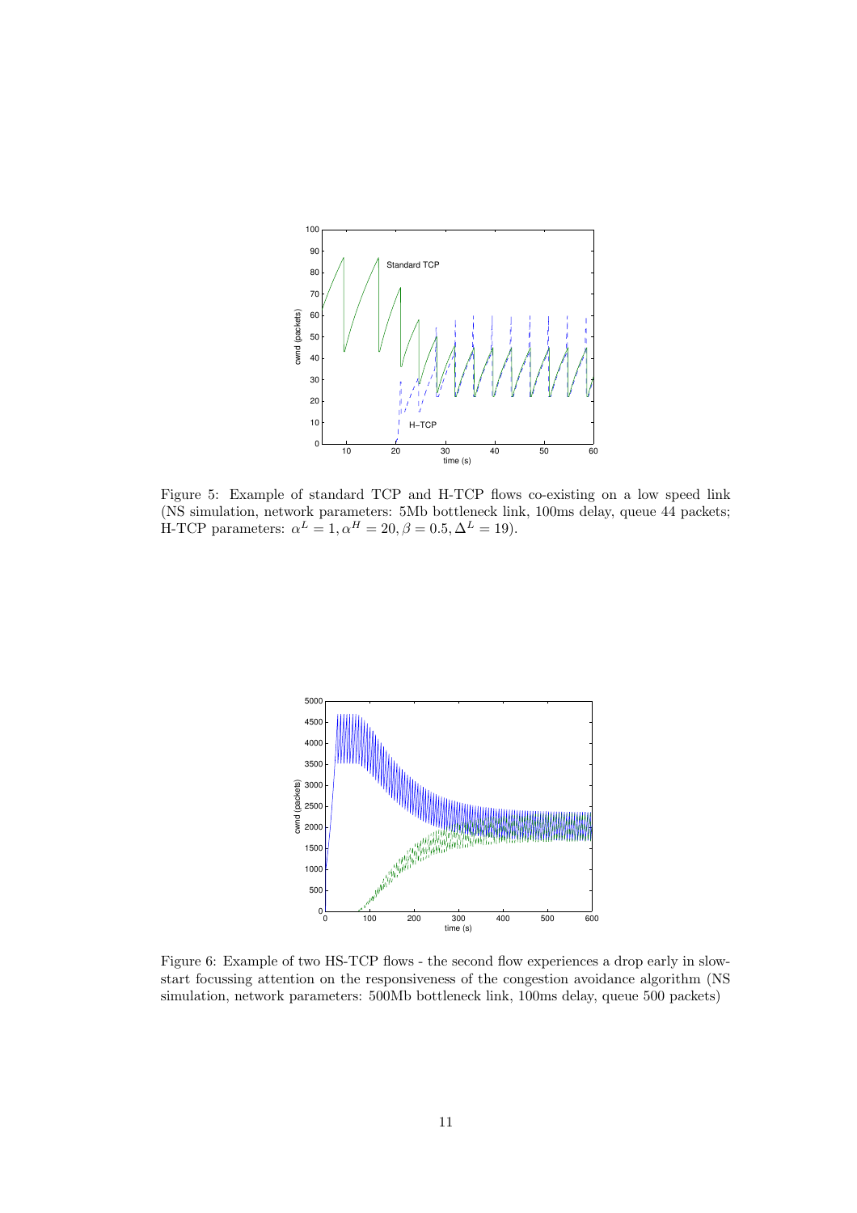Figure 5: Example of standard TCP and H-TCP flows co-existing on a low speed link (NS simulation, network parameters: 5Mb bottleneck link, 100ms delay, queue 44 packets; H-TCP parameters: $\alpha^L = 1, \alpha^H = 20, \beta = 0.5, \Delta^L = 19$).

Figure 6: Example of two HS-TCP flows - the second flow experiences a drop early in slow-start focussing attention on the responsiveness of the congestion avoidance algorithm (NS simulation, network parameters: 500Mb bottleneck link, 100ms delay, queue 500 packets)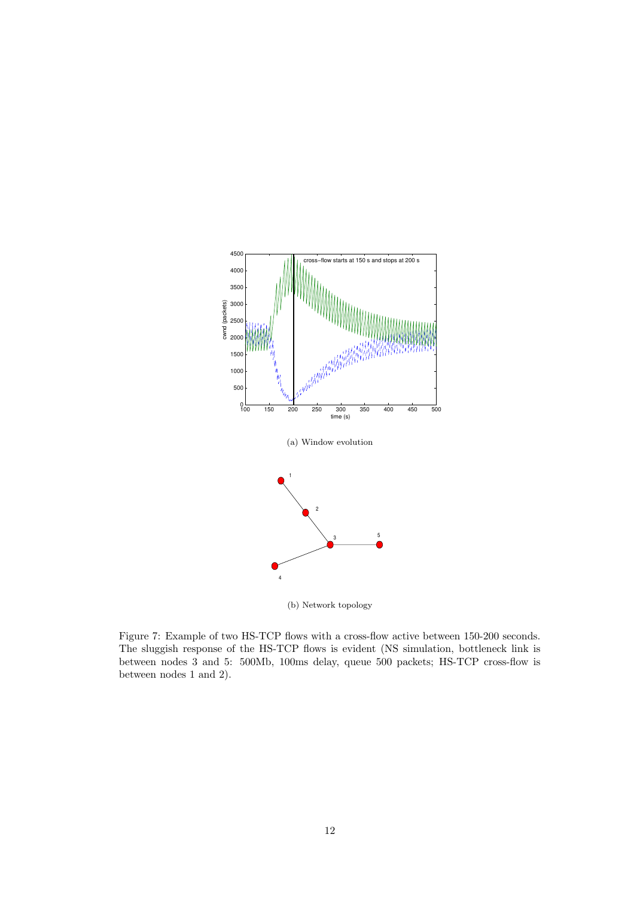(a) Window evolution

(b) Network topology

Figure 7: Example of two HS-TCP flows with a cross-flow active between 150-200 seconds. The sluggish response of the HS-TCP flows is evident (NS simulation, bottleneck link is between nodes 3 and 5: 500Mb, 100ms delay, queue 500 packets; HS-TCP cross-flow is between nodes 1 and 2).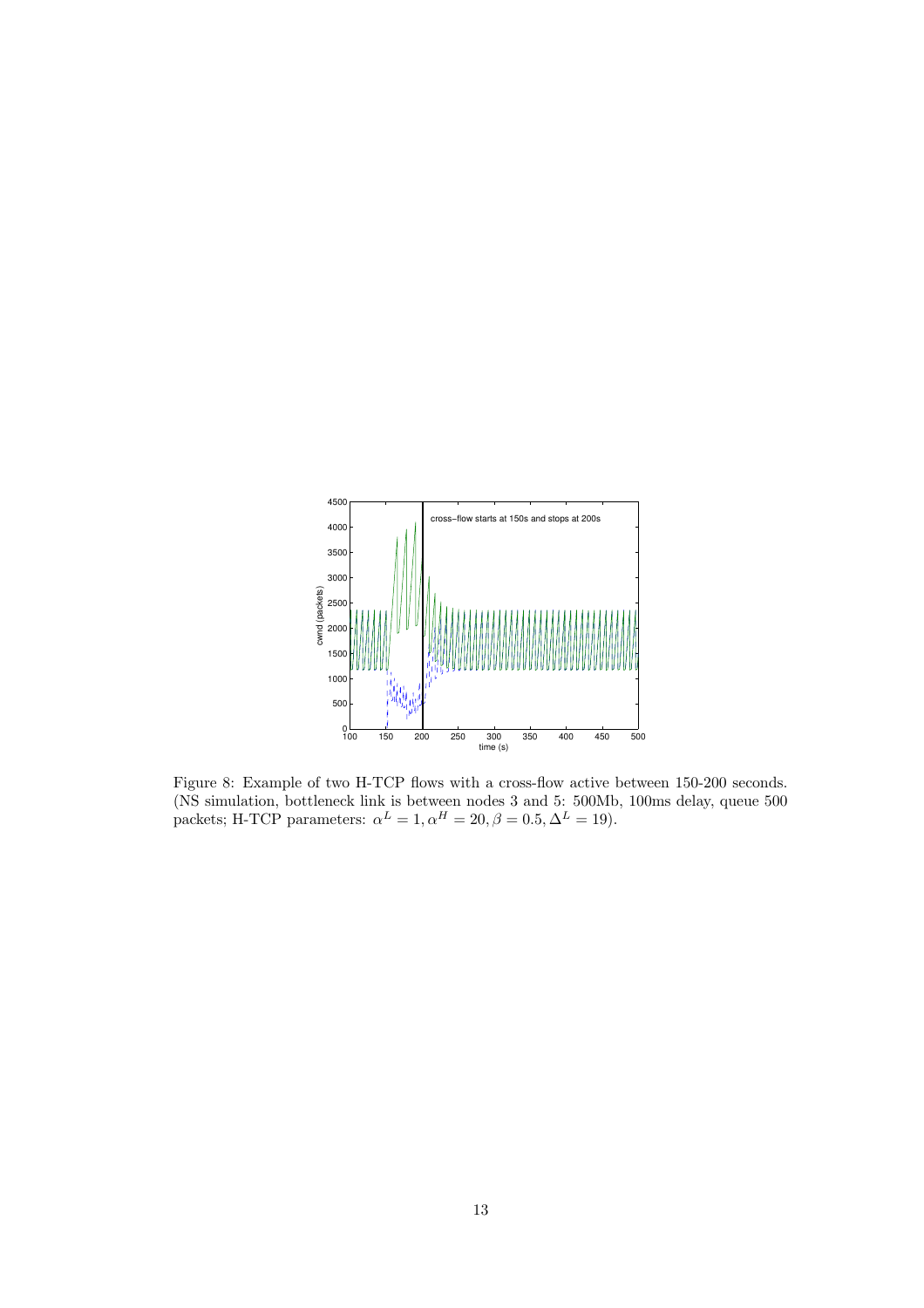Figure 8: Example of two H-TCP flows with a cross-flow active between 150-200 seconds. (NS simulation, bottleneck link is between nodes 3 and 5: 500Mb, 100ms delay, queue 500 packets; H-TCP parameters: $\alpha^L = 1, \alpha^H = 20, \beta = 0.5, \Delta^L = 19$).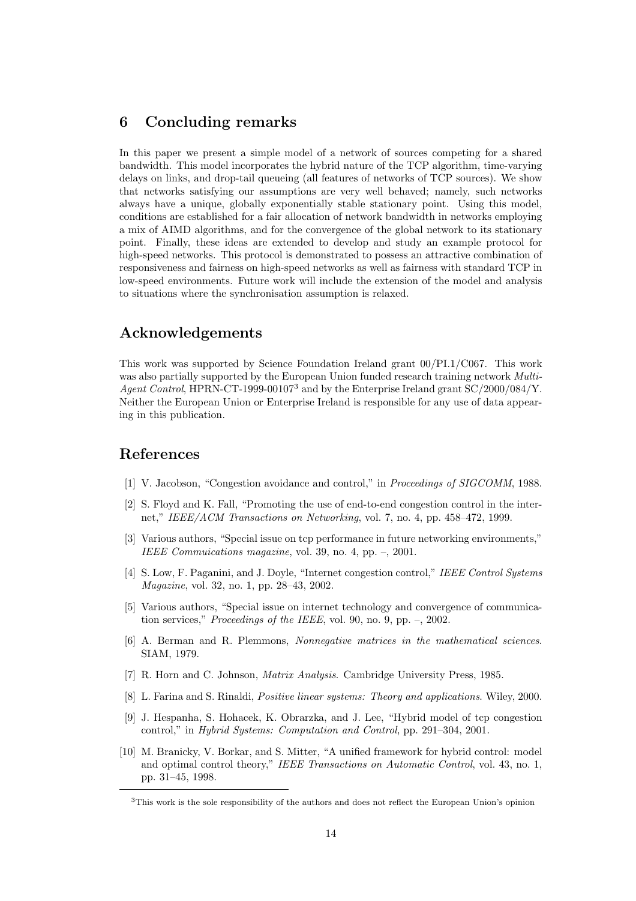## 6 Concluding remarks

In this paper we present a simple model of a network of sources competing for a shared bandwidth. This model incorporates the hybrid nature of the TCP algorithm, time-varying delays on links, and drop-tail queueing (all features of networks of TCP sources). We show that networks satisfying our assumptions are very well behaved; namely, such networks always have a unique, globally exponentially stable stationary point. Using this model, conditions are established for a fair allocation of network bandwidth in networks employing a mix of AIMD algorithms, and for the convergence of the global network to its stationary point. Finally, these ideas are extended to develop and study an example protocol for high-speed networks. This protocol is demonstrated to possess an attractive combination of responsiveness and fairness on high-speed networks as well as fairness with standard TCP in low-speed environments. Future work will include the extension of the model and analysis to situations where the synchronisation assumption is relaxed.

## Acknowledgements

This work was supported by Science Foundation Ireland grant 00/PI.1/C067. This work was also partially supported by the European Union funded research training network *Multi-Agent Control*, HPRN-CT-1999-00107[3] and by the Enterprise Ireland grant SC/2000/084/Y. Neither the European Union or Enterprise Ireland is responsible for any use of data appearing in this publication.

## References

[1] V. Jacobson, "Congestion avoidance and control," in *Proceedings of SIGCOMM*, 1988.

[2] S. Floyd and K. Fall, "Promoting the use of end-to-end congestion control in the internet," *IEEE/ACM Transactions on Networking*, vol. 7, no. 4, pp. 458–472, 1999.

[3] Various authors, "Special issue on tcp performance in future networking environments," *IEEE Commuications magazine*, vol. 39, no. 4, pp. –, 2001.

[4] S. Low, F. Paganini, and J. Doyle, "Internet congestion control," *IEEE Control Systems Magazine*, vol. 32, no. 1, pp. 28–43, 2002.

[5] Various authors, "Special issue on internet technology and convergence of communication services," *Proceedings of the IEEE*, vol. 90, no. 9, pp. –, 2002.

[6] A. Berman and R. Plemmons, *Nonnegative matrices in the mathematical sciences*. SIAM, 1979.

[7] R. Horn and C. Johnson, *Matrix Analysis*. Cambridge University Press, 1985.

[8] L. Farina and S. Rinaldi, *Positive linear systems: Theory and applications*. Wiley, 2000.

[9] J. Hespanha, S. Hohacek, K. Obrarzka, and J. Lee, "Hybrid model of tcp congestion control," in *Hybrid Systems: Computation and Control*, pp. 291–304, 2001.

[10] M. Branicky, V. Borkar, and S. Mitter, "A unified framework for hybrid control: model and optimal control theory," *IEEE Transactions on Automatic Control*, vol. 43, no. 1, pp. 31–45, 1998.

[3] This work is the sole responsibility of the authors and does not reflect the European Union's opinion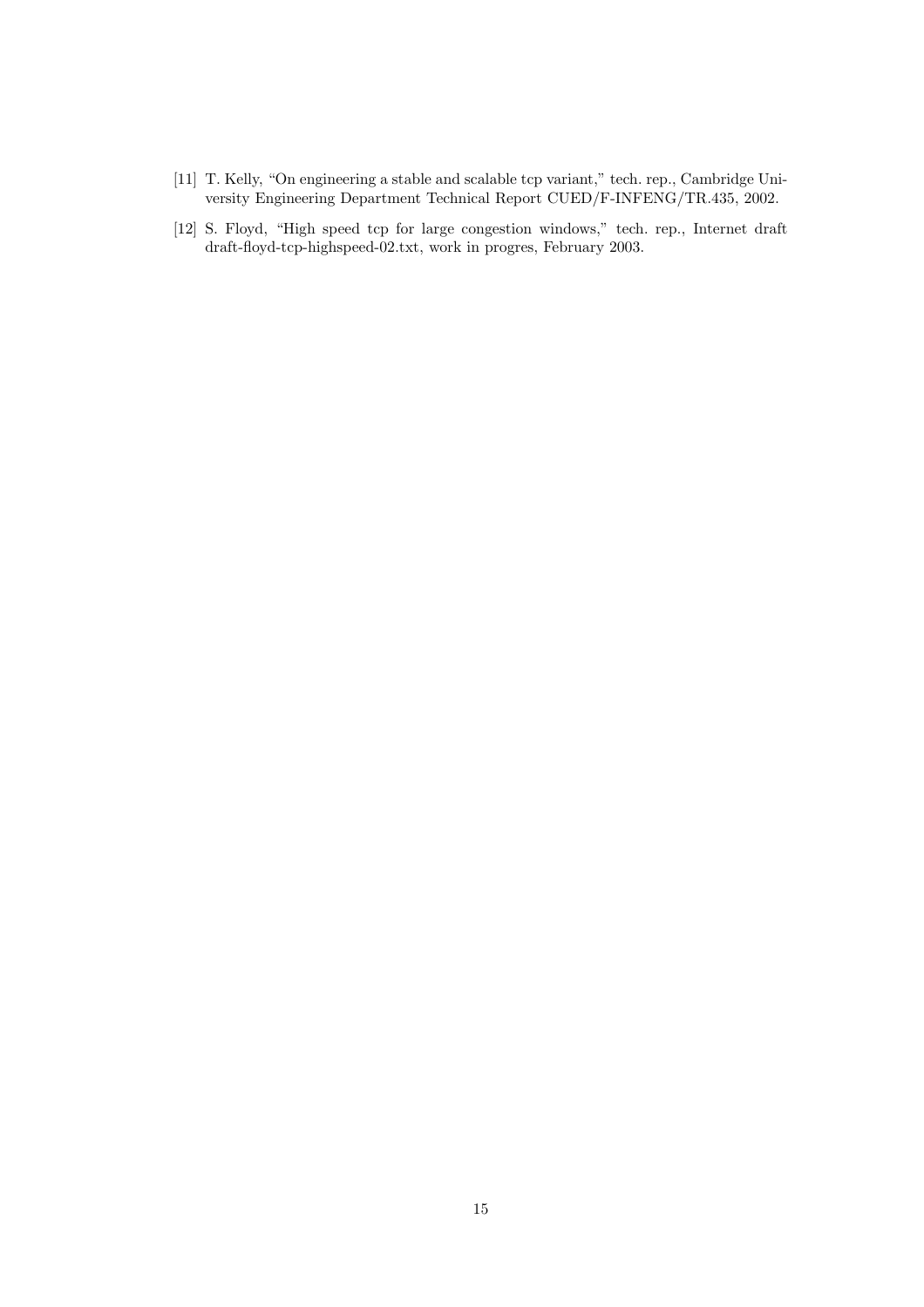[11] T. Kelly, "On engineering a stable and scalable tcp variant," tech. rep., Cambridge University Engineering Department Technical Report CUED/F-INFENG/TR.435, 2002.

[12] S. Floyd, "High speed tcp for large congestion windows," tech. rep., Internet draft draft-floyd-tcp-highspeed-02.txt, work in progres, February 2003.